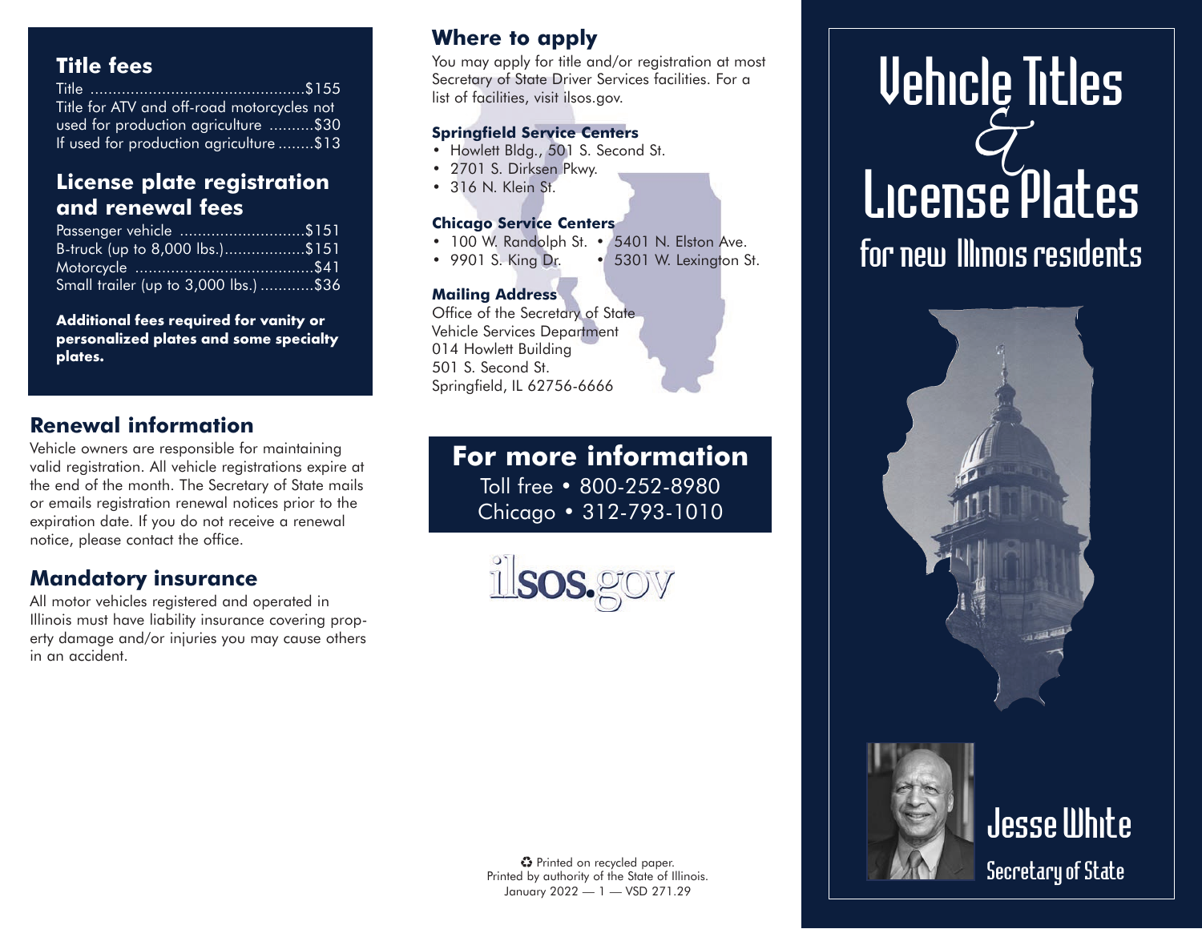# Vehicle Titles & License Plates for new Illinois residents

Jesse White
Secretary of State

## Title fees

| Fee | Amount |
| --- | --- |
| Title | $155 |
| Title for ATV and off-road motorcycles not used for production agriculture | $30 |
| If used for production agriculture | $13 |

## License plate registration and renewal fees

| Vehicle | Amount |
| --- | --- |
| Passenger vehicle | $151 |
| B-truck (up to 8,000 lbs.) | $151 |
| Motorcycle | $41 |
| Small trailer (up to 3,000 lbs.) | $36 |

**Additional fees required for vanity or personalized plates and some specialty plates.**

## Renewal information

Vehicle owners are responsible for maintaining valid registration. All vehicle registrations expire at the end of the month. The Secretary of State mails or emails registration renewal notices prior to the expiration date. If you do not receive a renewal notice, please contact the office.

## Mandatory insurance

All motor vehicles registered and operated in Illinois must have liability insurance covering property damage and/or injuries you may cause others in an accident.

## Where to apply

You may apply for title and/or registration at most Secretary of State Driver Services facilities. For a list of facilities, visit ilsos.gov.

### Springfield Service Centers

- Howlett Bldg., 501 S. Second St.
- 2701 S. Dirksen Pkwy.
- 316 N. Klein St.

### Chicago Service Centers

- 100 W. Randolph St.
- 9901 S. King Dr.
- 5401 N. Elston Ave.
- 5301 W. Lexington St.

### Mailing Address

Office of the Secretary of State
Vehicle Services Department
014 Howlett Building
501 S. Second St.
Springfield, IL 62756-6666

## For more information

Toll free • 800-252-8980
Chicago • 312-793-1010

ilsos.gov

♻ Printed on recycled paper.
Printed by authority of the State of Illinois.
January 2022 — 1 — VSD 271.29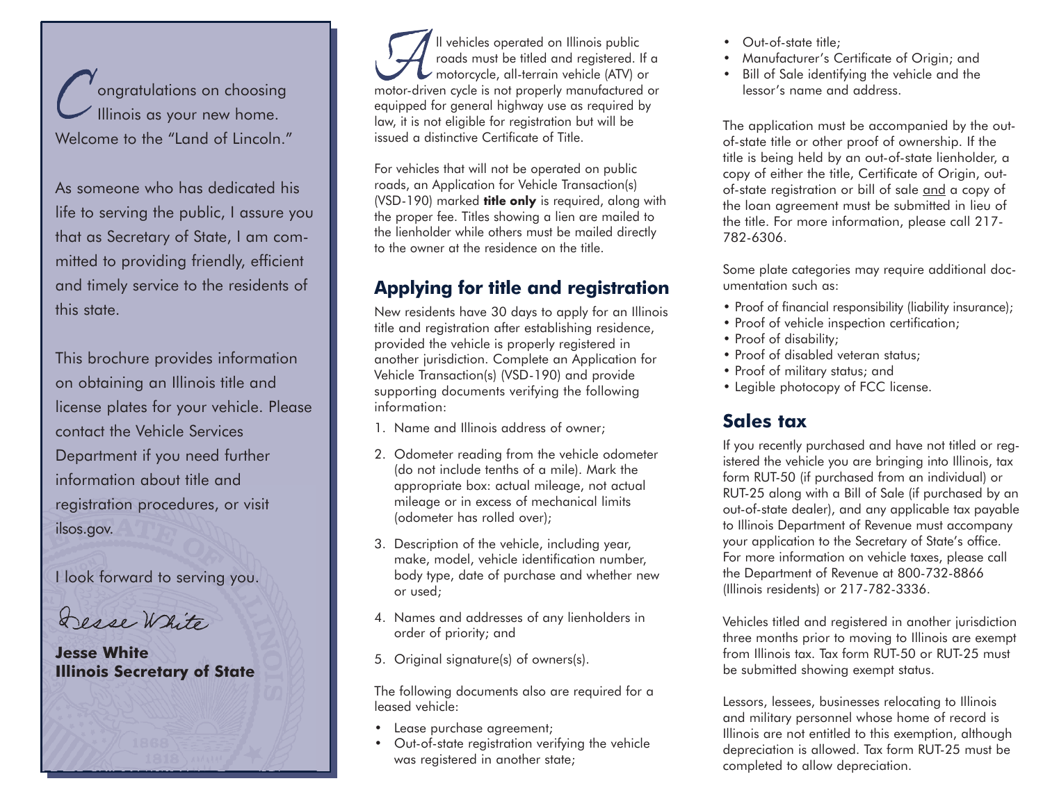Congratulations on choosing Illinois as your new home. Welcome to the "Land of Lincoln."

As someone who has dedicated his life to serving the public, I assure you that as Secretary of State, I am committed to providing friendly, efficient and timely service to the residents of this state.

This brochure provides information on obtaining an Illinois title and license plates for your vehicle. Please contact the Vehicle Services Department if you need further information about title and registration procedures, or visit ilsos.gov.

I look forward to serving you.

Jesse White

**Jesse White**
**Illinois Secretary of State**

All vehicles operated on Illinois public roads must be titled and registered. If a motorcycle, all-terrain vehicle (ATV) or motor-driven cycle is not properly manufactured or equipped for general highway use as required by law, it is not eligible for registration but will be issued a distinctive Certificate of Title.

For vehicles that will not be operated on public roads, an Application for Vehicle Transaction(s) (VSD-190) marked **title only** is required, along with the proper fee. Titles showing a lien are mailed to the lienholder while others must be mailed directly to the owner at the residence on the title.

## Applying for title and registration

New residents have 30 days to apply for an Illinois title and registration after establishing residence, provided the vehicle is properly registered in another jurisdiction. Complete an Application for Vehicle Transaction(s) (VSD-190) and provide supporting documents verifying the following information:

1. Name and Illinois address of owner;
2. Odometer reading from the vehicle odometer (do not include tenths of a mile). Mark the appropriate box: actual mileage, not actual mileage or in excess of mechanical limits (odometer has rolled over);
3. Description of the vehicle, including year, make, model, vehicle identification number, body type, date of purchase and whether new or used;
4. Names and addresses of any lienholders in order of priority; and
5. Original signature(s) of owners(s).

The following documents also are required for a leased vehicle:

- Lease purchase agreement;
- Out-of-state registration verifying the vehicle was registered in another state;
- Out-of-state title;
- Manufacturer's Certificate of Origin; and
- Bill of Sale identifying the vehicle and the lessor's name and address.

The application must be accompanied by the out-of-state title or other proof of ownership. If the title is being held by an out-of-state lienholder, a copy of either the title, Certificate of Origin, out-of-state registration or bill of sale and a copy of the loan agreement must be submitted in lieu of the title. For more information, please call 217-782-6306.

Some plate categories may require additional documentation such as:

- Proof of financial responsibility (liability insurance);
- Proof of vehicle inspection certification;
- Proof of disability;
- Proof of disabled veteran status;
- Proof of military status; and
- Legible photocopy of FCC license.

## Sales tax

If you recently purchased and have not titled or registered the vehicle you are bringing into Illinois, tax form RUT-50 (if purchased from an individual) or RUT-25 along with a Bill of Sale (if purchased by an out-of-state dealer), and any applicable tax payable to Illinois Department of Revenue must accompany your application to the Secretary of State's office. For more information on vehicle taxes, please call the Department of Revenue at 800-732-8866 (Illinois residents) or 217-782-3336.

Vehicles titled and registered in another jurisdiction three months prior to moving to Illinois are exempt from Illinois tax. Tax form RUT-50 or RUT-25 must be submitted showing exempt status.

Lessors, lessees, businesses relocating to Illinois and military personnel whose home of record is Illinois are not entitled to this exemption, although depreciation is allowed. Tax form RUT-25 must be completed to allow depreciation.